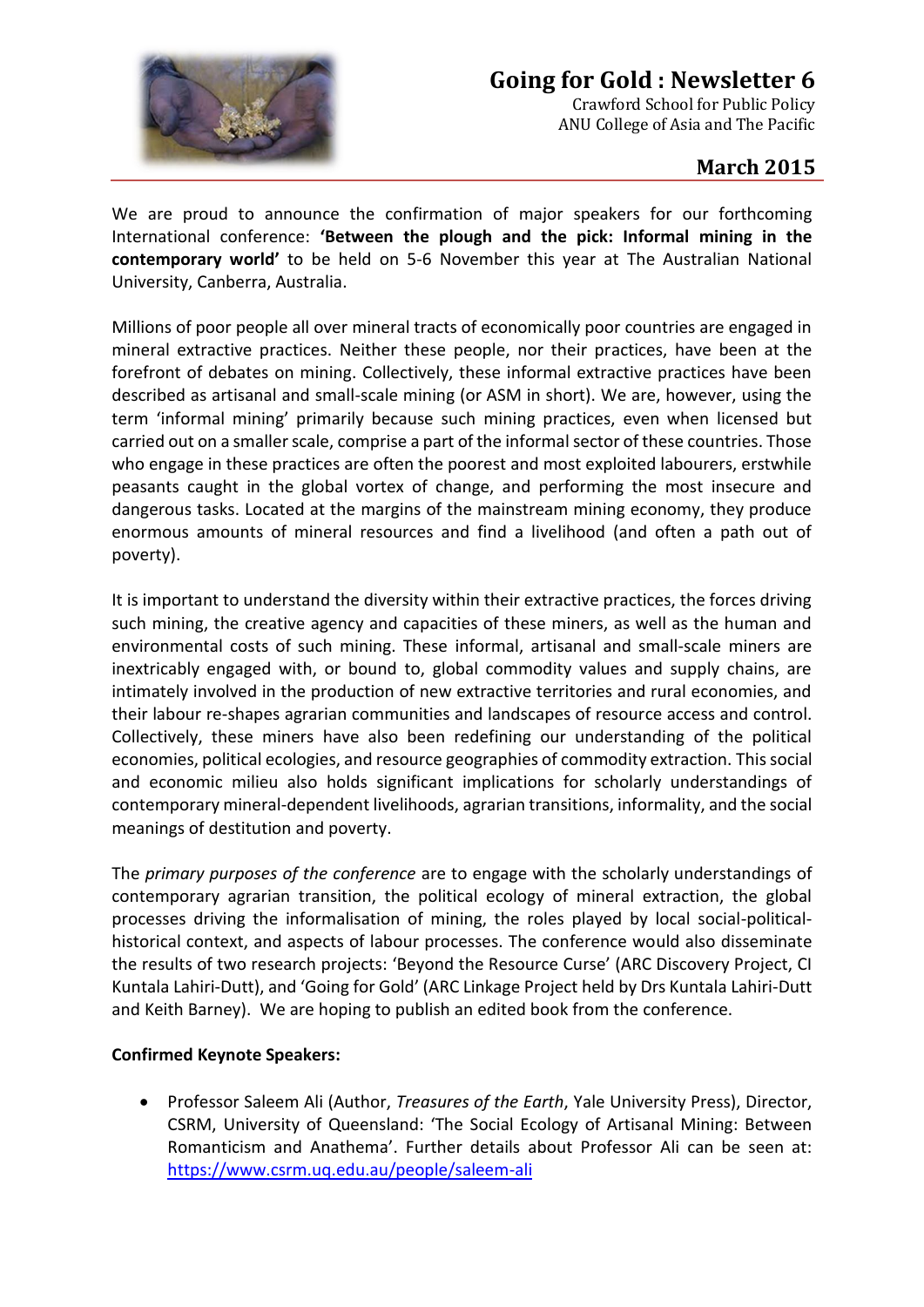# Going for Gold : Newsletter 6

Crawford School for Public Policy
ANU College of Asia and The Pacific

## March 2015

We are proud to announce the confirmation of major speakers for our forthcoming International conference: **'Between the plough and the pick: Informal mining in the contemporary world'** to be held on 5-6 November this year at The Australian National University, Canberra, Australia.

Millions of poor people all over mineral tracts of economically poor countries are engaged in mineral extractive practices. Neither these people, nor their practices, have been at the forefront of debates on mining. Collectively, these informal extractive practices have been described as artisanal and small-scale mining (or ASM in short). We are, however, using the term 'informal mining' primarily because such mining practices, even when licensed but carried out on a smaller scale, comprise a part of the informal sector of these countries. Those who engage in these practices are often the poorest and most exploited labourers, erstwhile peasants caught in the global vortex of change, and performing the most insecure and dangerous tasks. Located at the margins of the mainstream mining economy, they produce enormous amounts of mineral resources and find a livelihood (and often a path out of poverty).

It is important to understand the diversity within their extractive practices, the forces driving such mining, the creative agency and capacities of these miners, as well as the human and environmental costs of such mining. These informal, artisanal and small-scale miners are inextricably engaged with, or bound to, global commodity values and supply chains, are intimately involved in the production of new extractive territories and rural economies, and their labour re-shapes agrarian communities and landscapes of resource access and control. Collectively, these miners have also been redefining our understanding of the political economies, political ecologies, and resource geographies of commodity extraction. This social and economic milieu also holds significant implications for scholarly understandings of contemporary mineral-dependent livelihoods, agrarian transitions, informality, and the social meanings of destitution and poverty.

The *primary purposes of the conference* are to engage with the scholarly understandings of contemporary agrarian transition, the political ecology of mineral extraction, the global processes driving the informalisation of mining, the roles played by local social-political-historical context, and aspects of labour processes. The conference would also disseminate the results of two research projects: 'Beyond the Resource Curse' (ARC Discovery Project, CI Kuntala Lahiri-Dutt), and 'Going for Gold' (ARC Linkage Project held by Drs Kuntala Lahiri-Dutt and Keith Barney). We are hoping to publish an edited book from the conference.

**Confirmed Keynote Speakers:**

- Professor Saleem Ali (Author, *Treasures of the Earth*, Yale University Press), Director, CSRM, University of Queensland: 'The Social Ecology of Artisanal Mining: Between Romanticism and Anathema'. Further details about Professor Ali can be seen at: https://www.csrm.uq.edu.au/people/saleem-ali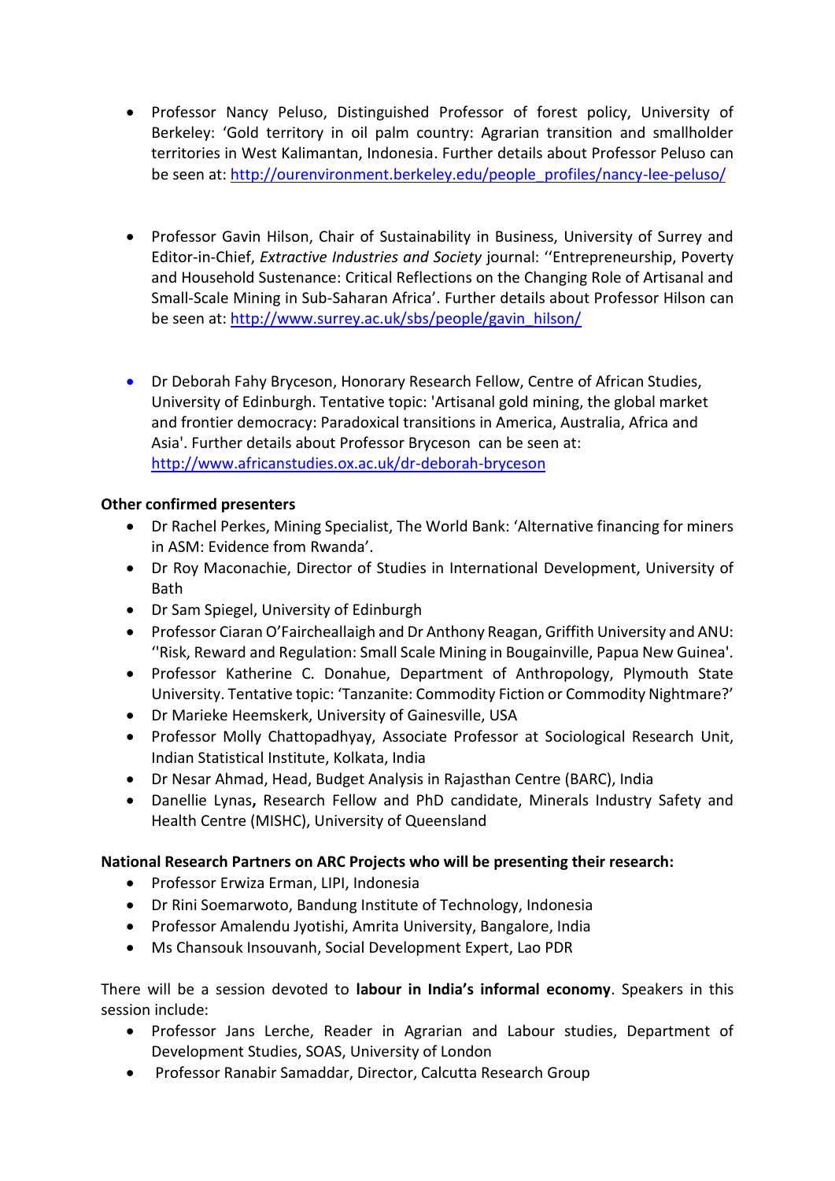- Professor Nancy Peluso, Distinguished Professor of forest policy, University of Berkeley: 'Gold territory in oil palm country: Agrarian transition and smallholder territories in West Kalimantan, Indonesia. Further details about Professor Peluso can be seen at: [http://ourenvironment.berkeley.edu/people_profiles/nancy-lee-peluso/](http://ourenvironment.berkeley.edu/people_profiles/nancy-lee-peluso/)

- Professor Gavin Hilson, Chair of Sustainability in Business, University of Surrey and Editor-in-Chief, *Extractive Industries and Society* journal: ''Entrepreneurship, Poverty and Household Sustenance: Critical Reflections on the Changing Role of Artisanal and Small-Scale Mining in Sub-Saharan Africa'. Further details about Professor Hilson can be seen at: [http://www.surrey.ac.uk/sbs/people/gavin_hilson/](http://www.surrey.ac.uk/sbs/people/gavin_hilson/)

- Dr Deborah Fahy Bryceson, Honorary Research Fellow, Centre of African Studies, University of Edinburgh. Tentative topic: 'Artisanal gold mining, the global market and frontier democracy: Paradoxical transitions in America, Australia, Africa and Asia'. Further details about Professor Bryceson can be seen at: [http://www.africanstudies.ox.ac.uk/dr-deborah-bryceson](http://www.africanstudies.ox.ac.uk/dr-deborah-bryceson)

**Other confirmed presenters**

- Dr Rachel Perkes, Mining Specialist, The World Bank: 'Alternative financing for miners in ASM: Evidence from Rwanda'.
- Dr Roy Maconachie, Director of Studies in International Development, University of Bath
- Dr Sam Spiegel, University of Edinburgh
- Professor Ciaran O'Faircheallaigh and Dr Anthony Reagan, Griffith University and ANU: ''Risk, Reward and Regulation: Small Scale Mining in Bougainville, Papua New Guinea'.
- Professor Katherine C. Donahue, Department of Anthropology, Plymouth State University. Tentative topic: 'Tanzanite: Commodity Fiction or Commodity Nightmare?'
- Dr Marieke Heemskerk, University of Gainesville, USA
- Professor Molly Chattopadhyay, Associate Professor at Sociological Research Unit, Indian Statistical Institute, Kolkata, India
- Dr Nesar Ahmad, Head, Budget Analysis in Rajasthan Centre (BARC), India
- Danellie Lynas**,** Research Fellow and PhD candidate, Minerals Industry Safety and Health Centre (MISHC), University of Queensland

**National Research Partners on ARC Projects who will be presenting their research:**

- Professor Erwiza Erman, LIPI, Indonesia
- Dr Rini Soemarwoto, Bandung Institute of Technology, Indonesia
- Professor Amalendu Jyotishi, Amrita University, Bangalore, India
- Ms Chansouk Insouvanh, Social Development Expert, Lao PDR

There will be a session devoted to **labour in India's informal economy**. Speakers in this session include:

- Professor Jans Lerche, Reader in Agrarian and Labour studies, Department of Development Studies, SOAS, University of London
- Professor Ranabir Samaddar, Director, Calcutta Research Group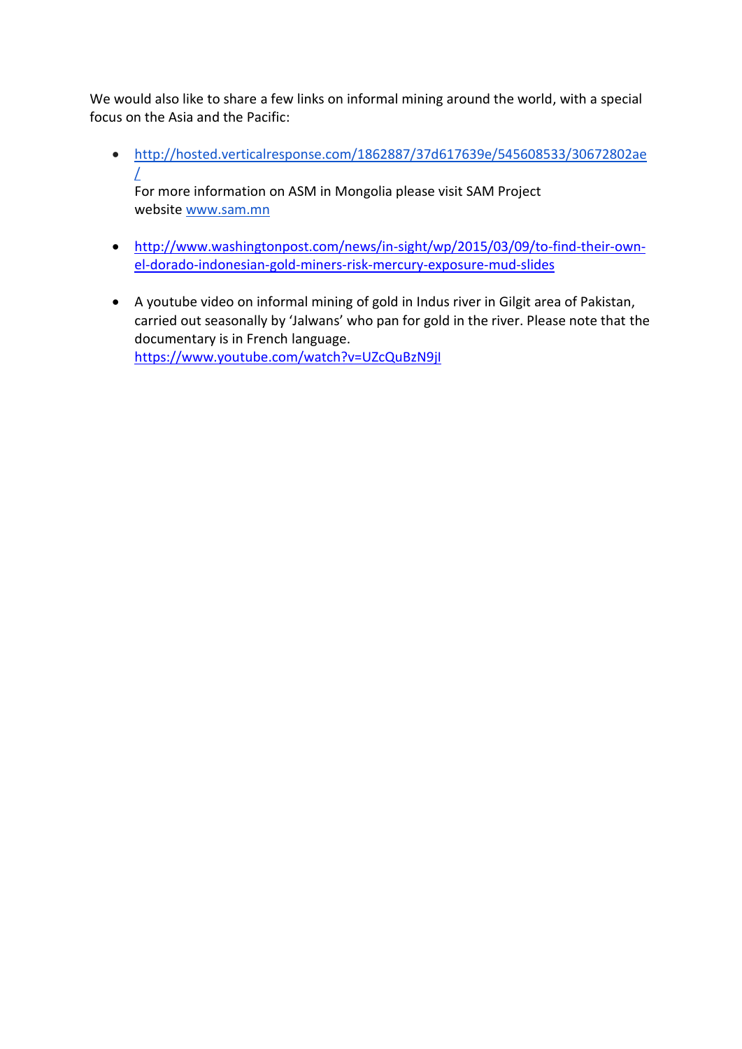We would also like to share a few links on informal mining around the world, with a special focus on the Asia and the Pacific:

- http://hosted.verticalresponse.com/1862887/37d617639e/545608533/30672802ae/
  For more information on ASM in Mongolia please visit SAM Project website www.sam.mn

- http://www.washingtonpost.com/news/in-sight/wp/2015/03/09/to-find-their-own-el-dorado-indonesian-gold-miners-risk-mercury-exposure-mud-slides

- A youtube video on informal mining of gold in Indus river in Gilgit area of Pakistan, carried out seasonally by 'Jalwans' who pan for gold in the river. Please note that the documentary is in French language.
  https://www.youtube.com/watch?v=UZcQuBzN9jI